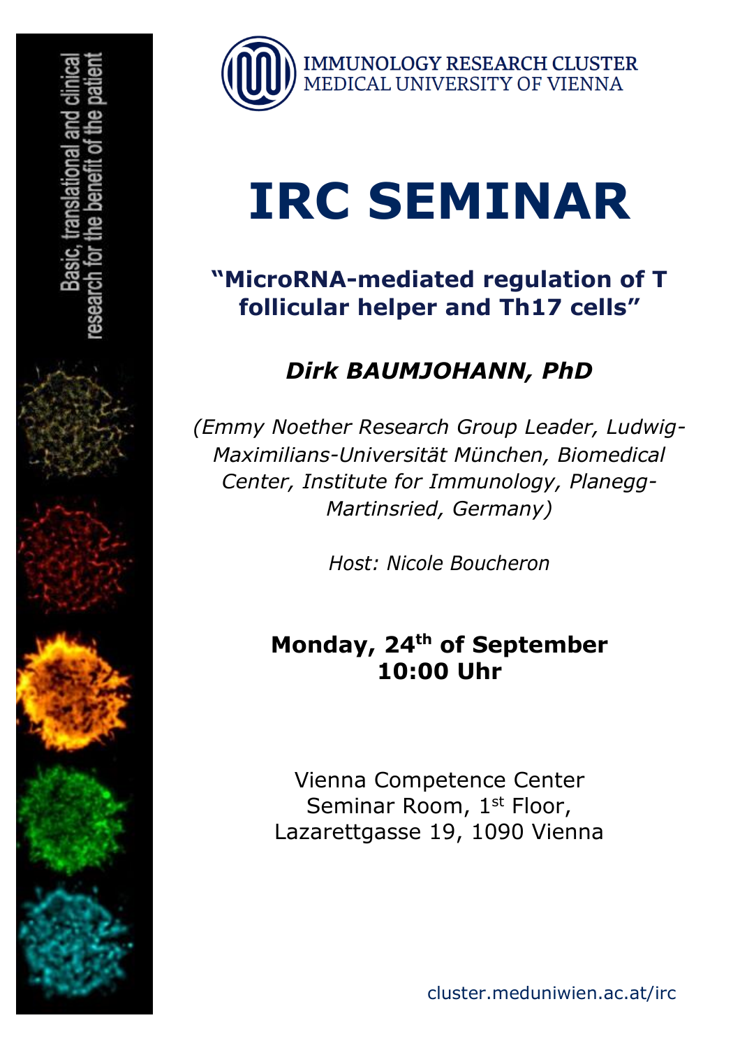Basic, translational and clinical research for the benefit of the patient

IMMUNOLOGY RESEARCH CLUSTER
MEDICAL UNIVERSITY OF VIENNA

# IRC SEMINAR

## "MicroRNA-mediated regulation of T follicular helper and Th17 cells"

### *Dirk BAUMJOHANN, PhD*

*(Emmy Noether Research Group Leader, Ludwig-Maximilians-Universität München, Biomedical Center, Institute for Immunology, Planegg-Martinsried, Germany)*

*Host: Nicole Boucheron*

**Monday, 24th of September**
**10:00 Uhr**

Vienna Competence Center
Seminar Room, 1st Floor,
Lazarettgasse 19, 1090 Vienna

cluster.meduniwien.ac.at/irc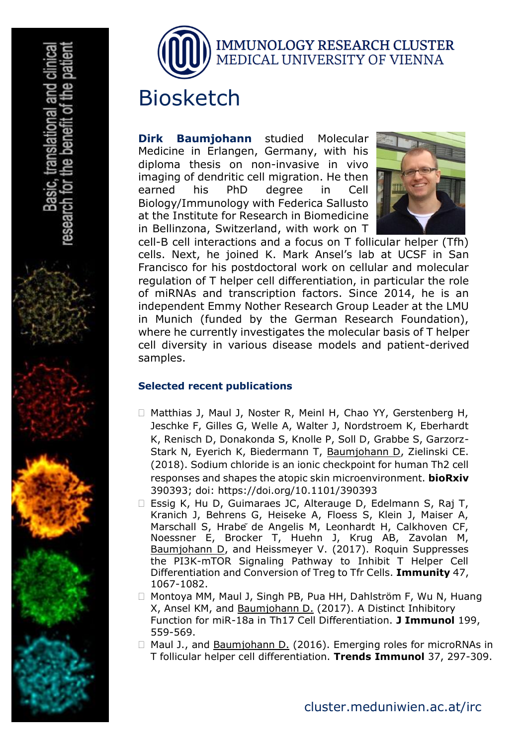IMMUNOLOGY RESEARCH CLUSTER
MEDICAL UNIVERSITY OF VIENNA

Basic, translational and clinical research for the benefit of the patient

# Biosketch

**Dirk Baumjohann** studied Molecular Medicine in Erlangen, Germany, with his diploma thesis on non-invasive in vivo imaging of dendritic cell migration. He then earned his PhD degree in Cell Biology/Immunology with Federica Sallusto at the Institute for Research in Biomedicine in Bellinzona, Switzerland, with work on T cell-B cell interactions and a focus on T follicular helper (Tfh) cells. Next, he joined K. Mark Ansel's lab at UCSF in San Francisco for his postdoctoral work on cellular and molecular regulation of T helper cell differentiation, in particular the role of miRNAs and transcription factors. Since 2014, he is an independent Emmy Nother Research Group Leader at the LMU in Munich (funded by the German Research Foundation), where he currently investigates the molecular basis of T helper cell diversity in various disease models and patient-derived samples.

### Selected recent publications

- Matthias J, Maul J, Noster R, Meinl H, Chao YY, Gerstenberg H, Jeschke F, Gilles G, Welle A, Walter J, Nordstroem K, Eberhardt K, Renisch D, Donakonda S, Knolle P, Soll D, Grabbe S, Garzorz-Stark N, Eyerich K, Biedermann T, Baumjohann D, Zielinski CE. (2018). Sodium chloride is an ionic checkpoint for human Th2 cell responses and shapes the atopic skin microenvironment. **bioRxiv** 390393; doi: https://doi.org/10.1101/390393
- Essig K, Hu D, Guimaraes JC, Alterauge D, Edelmann S, Raj T, Kranich J, Behrens G, Heiseke A, Floess S, Klein J, Maiser A, Marschall S, Hrabě de Angelis M, Leonhardt H, Calkhoven CF, Noessner E, Brocker T, Huehn J, Krug AB, Zavolan M, Baumjohann D, and Heissmeyer V. (2017). Roquin Suppresses the PI3K-mTOR Signaling Pathway to Inhibit T Helper Cell Differentiation and Conversion of Treg to Tfr Cells. **Immunity** 47, 1067-1082.
- Montoya MM, Maul J, Singh PB, Pua HH, Dahlström F, Wu N, Huang X, Ansel KM, and Baumjohann D. (2017). A Distinct Inhibitory Function for miR-18a in Th17 Cell Differentiation. **J Immunol** 199, 559-569.
- Maul J., and Baumjohann D. (2016). Emerging roles for microRNAs in T follicular helper cell differentiation. **Trends Immunol** 37, 297-309.

cluster.meduniwien.ac.at/irc